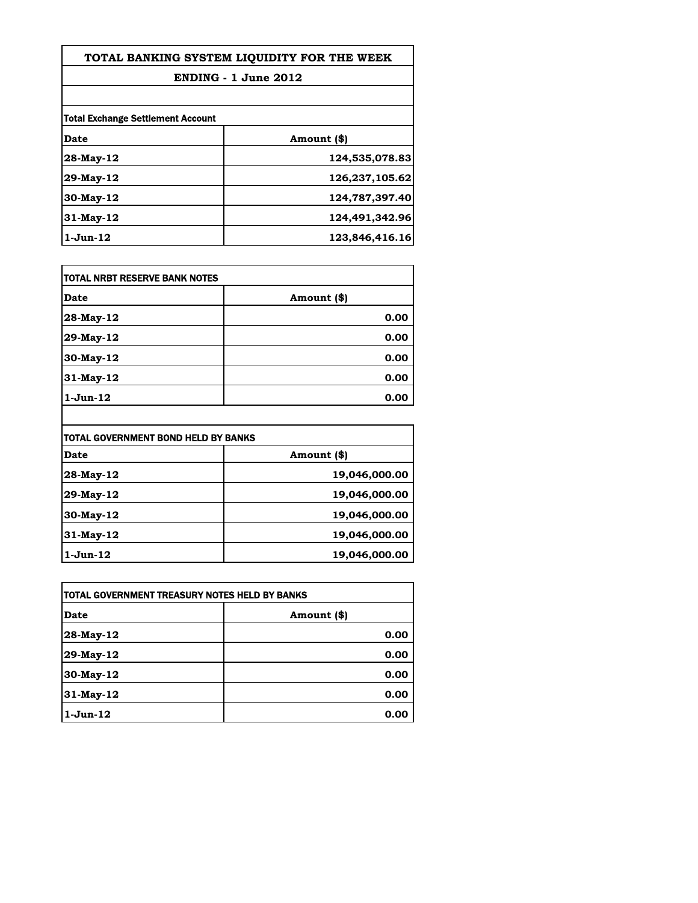# TOTAL BANKING SYSTEM LIQUIDITY FOR THE WEEK

## ENDING - 1 June 2012

**Total Exchange Settlement Account**

| Date | Amount ($) |
|---|---|
| 28-May-12 | 124,535,078.83 |
| 29-May-12 | 126,237,105.62 |
| 30-May-12 | 124,787,397.40 |
| 31-May-12 | 124,491,342.96 |
| 1-Jun-12 | 123,846,416.16 |

**TOTAL NRBT RESERVE BANK NOTES**

| Date | Amount ($) |
|---|---|
| 28-May-12 | 0.00 |
| 29-May-12 | 0.00 |
| 30-May-12 | 0.00 |
| 31-May-12 | 0.00 |
| 1-Jun-12 | 0.00 |

**TOTAL GOVERNMENT BOND HELD BY BANKS**

| Date | Amount ($) |
|---|---|
| 28-May-12 | 19,046,000.00 |
| 29-May-12 | 19,046,000.00 |
| 30-May-12 | 19,046,000.00 |
| 31-May-12 | 19,046,000.00 |
| 1-Jun-12 | 19,046,000.00 |

**TOTAL GOVERNMENT TREASURY NOTES HELD BY BANKS**

| Date | Amount ($) |
|---|---|
| 28-May-12 | 0.00 |
| 29-May-12 | 0.00 |
| 30-May-12 | 0.00 |
| 31-May-12 | 0.00 |
| 1-Jun-12 | 0.00 |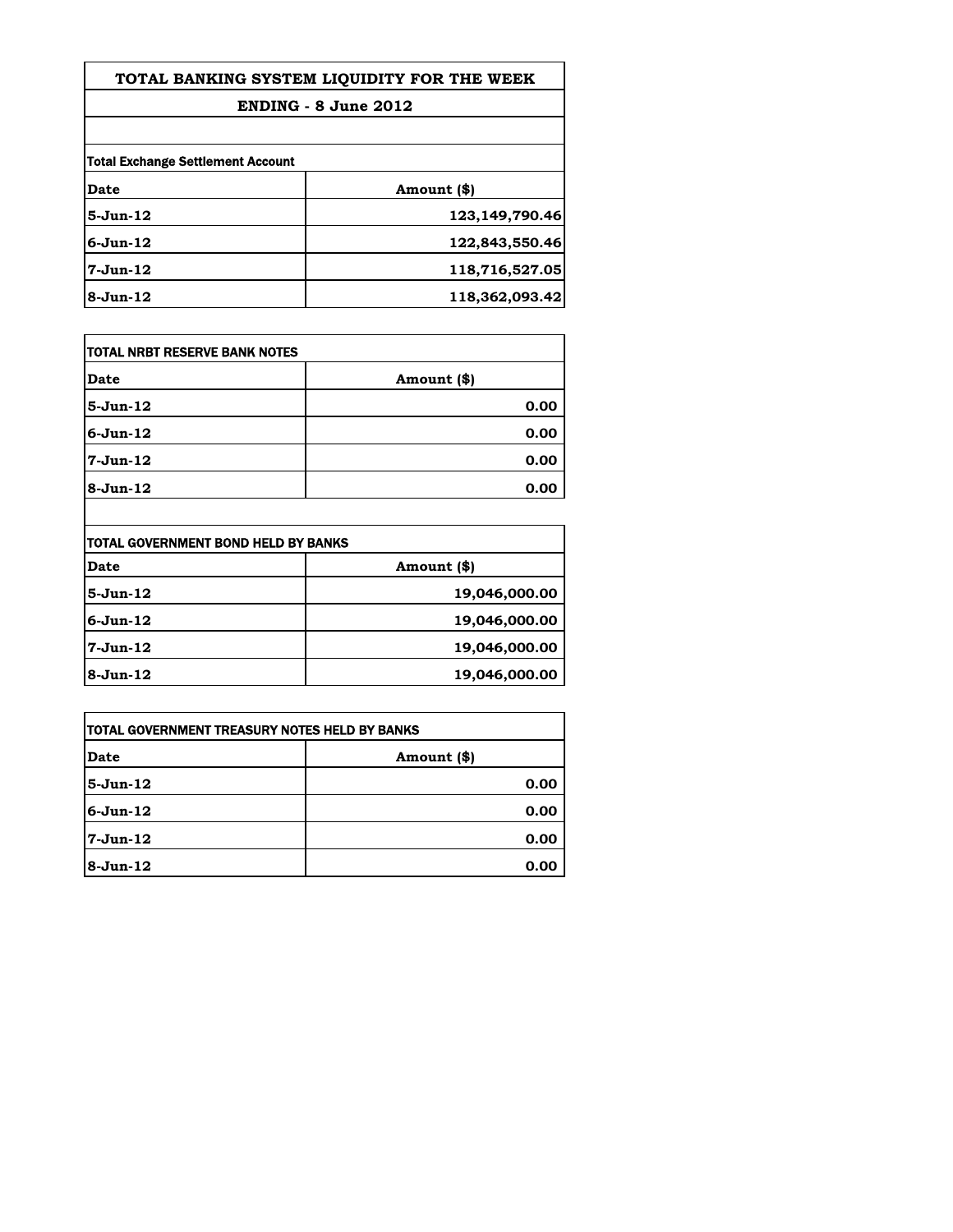# TOTAL BANKING SYSTEM LIQUIDITY FOR THE WEEK

## ENDING - 8 June 2012

| Total Exchange Settlement Account | |
|---|---|
| **Date** | **Amount ($)** |
| **5-Jun-12** | **123,149,790.46** |
| **6-Jun-12** | **122,843,550.46** |
| **7-Jun-12** | **118,716,527.05** |
| **8-Jun-12** | **118,362,093.42** |

| TOTAL NRBT RESERVE BANK NOTES | |
|---|---|
| **Date** | **Amount ($)** |
| **5-Jun-12** | **0.00** |
| **6-Jun-12** | **0.00** |
| **7-Jun-12** | **0.00** |
| **8-Jun-12** | **0.00** |

| TOTAL GOVERNMENT BOND HELD BY BANKS | |
|---|---|
| **Date** | **Amount ($)** |
| **5-Jun-12** | **19,046,000.00** |
| **6-Jun-12** | **19,046,000.00** |
| **7-Jun-12** | **19,046,000.00** |
| **8-Jun-12** | **19,046,000.00** |

| TOTAL GOVERNMENT TREASURY NOTES HELD BY BANKS | |
|---|---|
| **Date** | **Amount ($)** |
| **5-Jun-12** | **0.00** |
| **6-Jun-12** | **0.00** |
| **7-Jun-12** | **0.00** |
| **8-Jun-12** | **0.00** |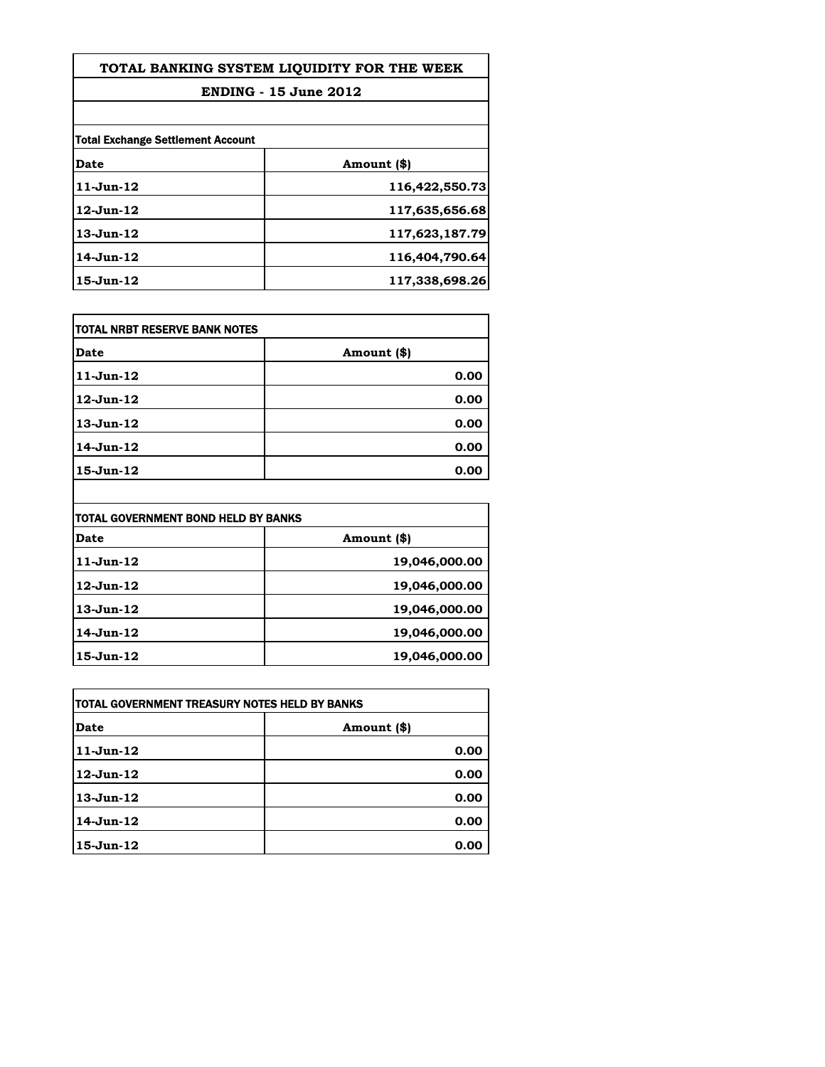# TOTAL BANKING SYSTEM LIQUIDITY FOR THE WEEK

## ENDING - 15 June 2012

**Total Exchange Settlement Account**

| Date | Amount ($) |
|---|---|
| 11-Jun-12 | 116,422,550.73 |
| 12-Jun-12 | 117,635,656.68 |
| 13-Jun-12 | 117,623,187.79 |
| 14-Jun-12 | 116,404,790.64 |
| 15-Jun-12 | 117,338,698.26 |

**TOTAL NRBT RESERVE BANK NOTES**

| Date | Amount ($) |
|---|---|
| 11-Jun-12 | 0.00 |
| 12-Jun-12 | 0.00 |
| 13-Jun-12 | 0.00 |
| 14-Jun-12 | 0.00 |
| 15-Jun-12 | 0.00 |

**TOTAL GOVERNMENT BOND HELD BY BANKS**

| Date | Amount ($) |
|---|---|
| 11-Jun-12 | 19,046,000.00 |
| 12-Jun-12 | 19,046,000.00 |
| 13-Jun-12 | 19,046,000.00 |
| 14-Jun-12 | 19,046,000.00 |
| 15-Jun-12 | 19,046,000.00 |

**TOTAL GOVERNMENT TREASURY NOTES HELD BY BANKS**

| Date | Amount ($) |
|---|---|
| 11-Jun-12 | 0.00 |
| 12-Jun-12 | 0.00 |
| 13-Jun-12 | 0.00 |
| 14-Jun-12 | 0.00 |
| 15-Jun-12 | 0.00 |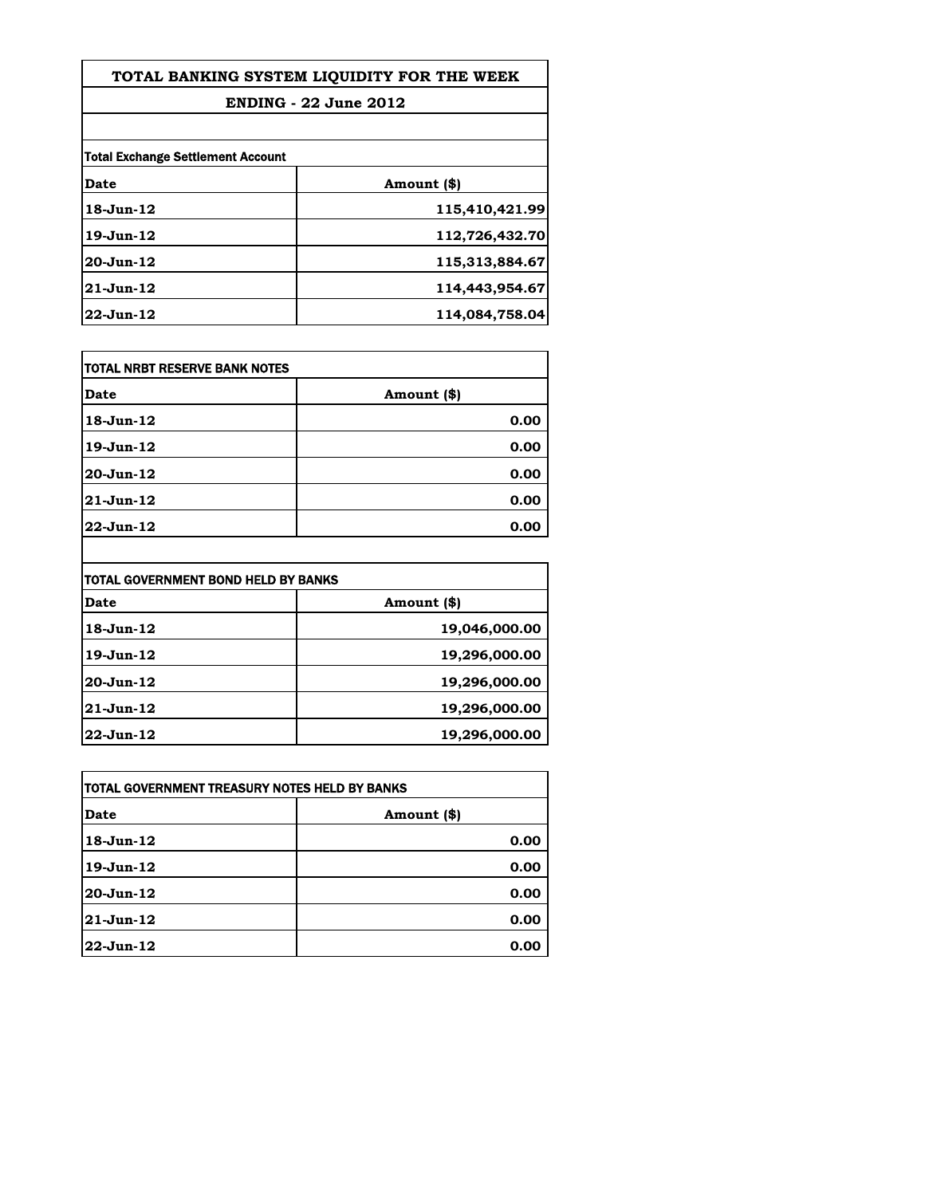# TOTAL BANKING SYSTEM LIQUIDITY FOR THE WEEK

## ENDING - 22 June 2012

| Total Exchange Settlement Account | |
|---|---|
| **Date** | **Amount ($)** |
| 18-Jun-12 | 115,410,421.99 |
| 19-Jun-12 | 112,726,432.70 |
| 20-Jun-12 | 115,313,884.67 |
| 21-Jun-12 | 114,443,954.67 |
| 22-Jun-12 | 114,084,758.04 |

| TOTAL NRBT RESERVE BANK NOTES | |
|---|---|
| **Date** | **Amount ($)** |
| 18-Jun-12 | 0.00 |
| 19-Jun-12 | 0.00 |
| 20-Jun-12 | 0.00 |
| 21-Jun-12 | 0.00 |
| 22-Jun-12 | 0.00 |

| TOTAL GOVERNMENT BOND HELD BY BANKS | |
|---|---|
| **Date** | **Amount ($)** |
| 18-Jun-12 | 19,046,000.00 |
| 19-Jun-12 | 19,296,000.00 |
| 20-Jun-12 | 19,296,000.00 |
| 21-Jun-12 | 19,296,000.00 |
| 22-Jun-12 | 19,296,000.00 |

| TOTAL GOVERNMENT TREASURY NOTES HELD BY BANKS | |
|---|---|
| **Date** | **Amount ($)** |
| 18-Jun-12 | 0.00 |
| 19-Jun-12 | 0.00 |
| 20-Jun-12 | 0.00 |
| 21-Jun-12 | 0.00 |
| 22-Jun-12 | 0.00 |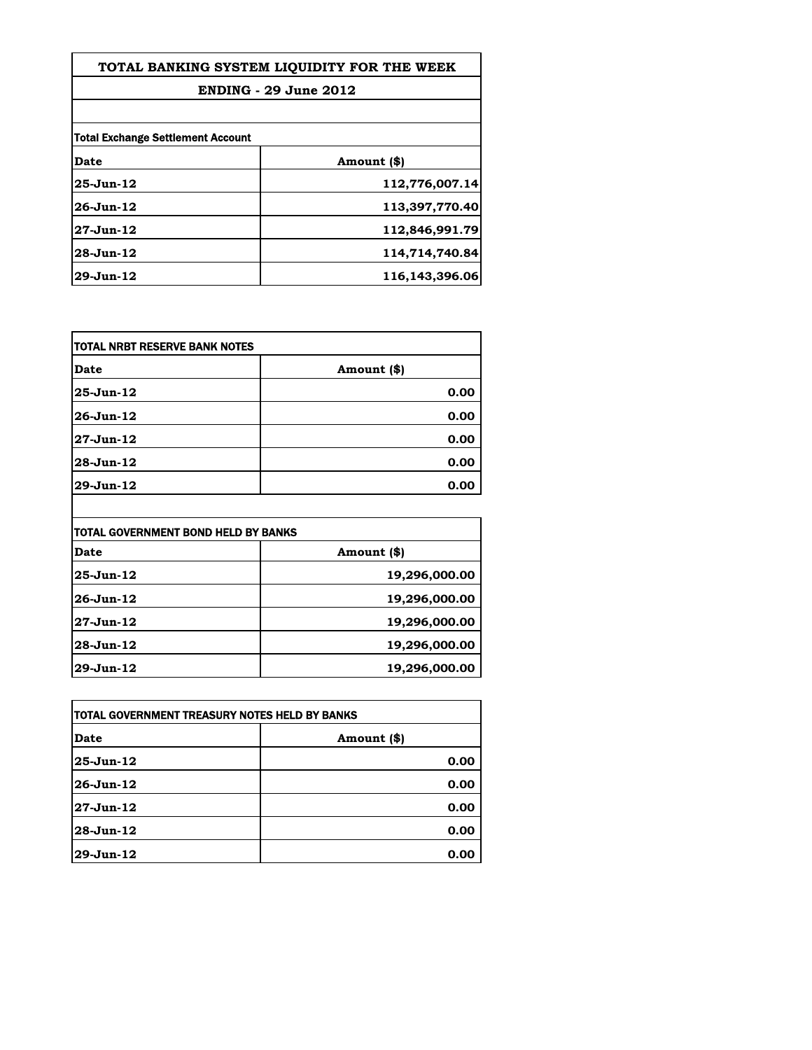# TOTAL BANKING SYSTEM LIQUIDITY FOR THE WEEK

## ENDING - 29 June 2012

| Total Exchange Settlement Account | |
|---|---|
| **Date** | **Amount ($)** |
| **25-Jun-12** | **112,776,007.14** |
| **26-Jun-12** | **113,397,770.40** |
| **27-Jun-12** | **112,846,991.79** |
| **28-Jun-12** | **114,714,740.84** |
| **29-Jun-12** | **116,143,396.06** |

| TOTAL NRBT RESERVE BANK NOTES | |
|---|---|
| **Date** | **Amount ($)** |
| **25-Jun-12** | **0.00** |
| **26-Jun-12** | **0.00** |
| **27-Jun-12** | **0.00** |
| **28-Jun-12** | **0.00** |
| **29-Jun-12** | **0.00** |

| TOTAL GOVERNMENT BOND HELD BY BANKS | |
|---|---|
| **Date** | **Amount ($)** |
| **25-Jun-12** | **19,296,000.00** |
| **26-Jun-12** | **19,296,000.00** |
| **27-Jun-12** | **19,296,000.00** |
| **28-Jun-12** | **19,296,000.00** |
| **29-Jun-12** | **19,296,000.00** |

| TOTAL GOVERNMENT TREASURY NOTES HELD BY BANKS | |
|---|---|
| **Date** | **Amount ($)** |
| **25-Jun-12** | **0.00** |
| **26-Jun-12** | **0.00** |
| **27-Jun-12** | **0.00** |
| **28-Jun-12** | **0.00** |
| **29-Jun-12** | **0.00** |